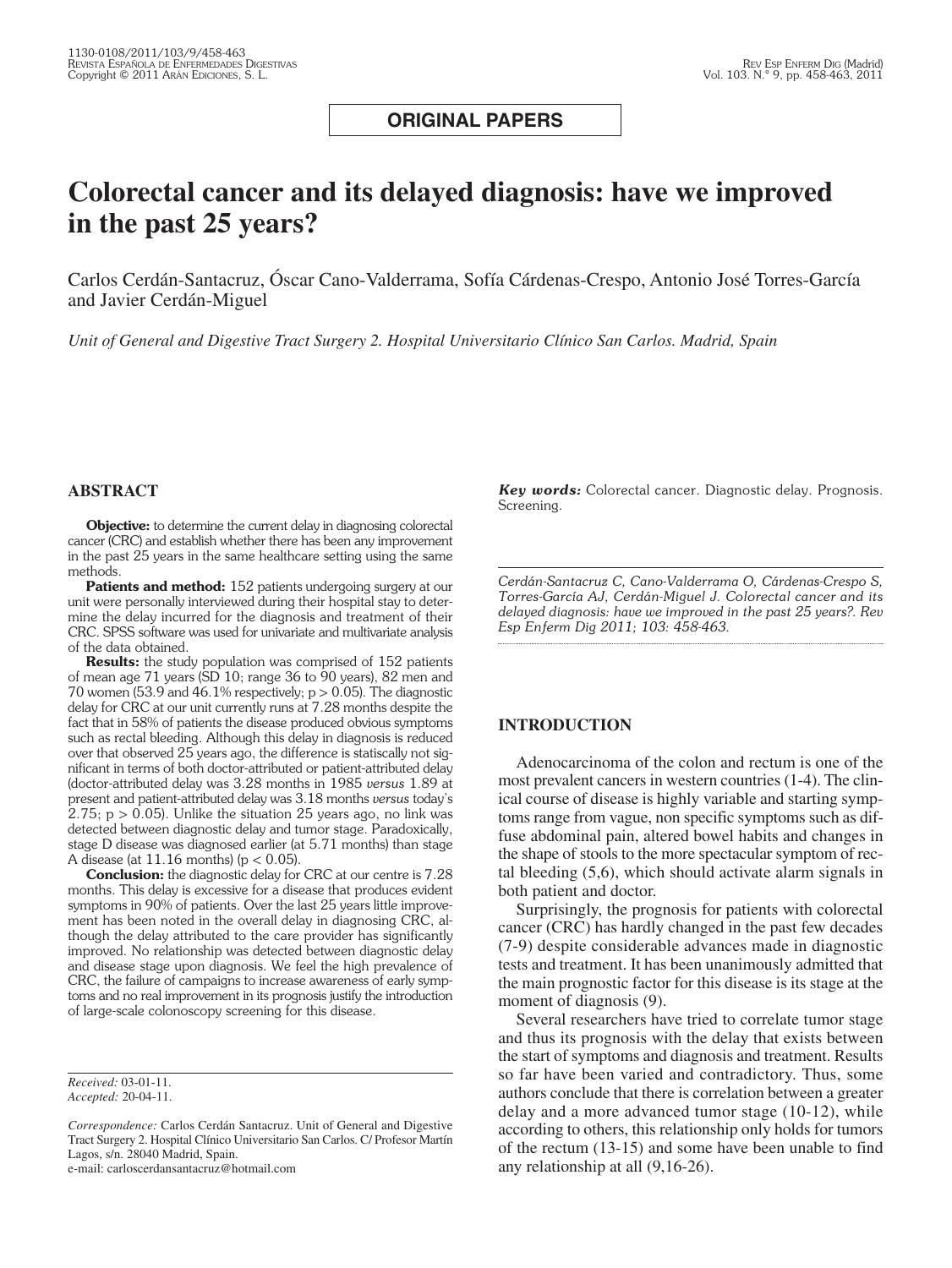**ORIGINAL PAPERS**

# Colorectal cancer and its delayed diagnosis: have we improved in the past 25 years?

Carlos Cerdán-Santacruz, Óscar Cano-Valderrama, Sofía Cárdenas-Crespo, Antonio José Torres-García and Javier Cerdán-Miguel

*Unit of General and Digestive Tract Surgery 2. Hospital Universitario Clínico San Carlos. Madrid, Spain*

## ABSTRACT

**Objective:** to determine the current delay in diagnosing colorectal cancer (CRC) and establish whether there has been any improvement in the past 25 years in the same healthcare setting using the same methods.

**Patients and method:** 152 patients undergoing surgery at our unit were personally interviewed during their hospital stay to determine the delay incurred for the diagnosis and treatment of their CRC. SPSS software was used for univariate and multivariate analysis of the data obtained.

**Results:** the study population was comprised of 152 patients of mean age 71 years (SD 10; range 36 to 90 years), 82 men and 70 women (53.9 and 46.1% respectively; $p > 0.05$). The diagnostic delay for CRC at our unit currently runs at 7.28 months despite the fact that in 58% of patients the disease produced obvious symptoms such as rectal bleeding. Although this delay in diagnosis is reduced over that observed 25 years ago, the difference is statiscally not significant in terms of both doctor-attributed or patient-attributed delay (doctor-attributed delay was 3.28 months in 1985 *versus* 1.89 at present and patient-attributed delay was 3.18 months *versus* today's 2.75; $p > 0.05$). Unlike the situation 25 years ago, no link was detected between diagnostic delay and tumor stage. Paradoxically, stage D disease was diagnosed earlier (at 5.71 months) than stage A disease (at 11.16 months) ($p < 0.05$).

**Conclusion:** the diagnostic delay for CRC at our centre is 7.28 months. This delay is excessive for a disease that produces evident symptoms in 90% of patients. Over the last 25 years little improvement has been noted in the overall delay in diagnosing CRC, although the delay attributed to the care provider has significantly improved. No relationship was detected between diagnostic delay and disease stage upon diagnosis. We feel the high prevalence of CRC, the failure of campaigns to increase awareness of early symptoms and no real improvement in its prognosis justify the introduction of large-scale colonoscopy screening for this disease.

*Received:* 03-01-11.
*Accepted:* 20-04-11.

*Correspondence:* Carlos Cerdán Santacruz. Unit of General and Digestive Tract Surgery 2. Hospital Clínico Universitario San Carlos. C/ Profesor Martín Lagos, s/n. 28040 Madrid, Spain.
e-mail: carloscerdansantacruz@hotmail.com

***Key words:*** Colorectal cancer. Diagnostic delay. Prognosis. Screening.

*Cerdán-Santacruz C, Cano-Valderrama O, Cárdenas-Crespo S, Torres-García AJ, Cerdán-Miguel J. Colorectal cancer and its delayed diagnosis: have we improved in the past 25 years?. Rev Esp Enferm Dig 2011; 103: 458-463.*

## INTRODUCTION

Adenocarcinoma of the colon and rectum is one of the most prevalent cancers in western countries (1-4). The clinical course of disease is highly variable and starting symptoms range from vague, non specific symptoms such as diffuse abdominal pain, altered bowel habits and changes in the shape of stools to the more spectacular symptom of rectal bleeding (5,6), which should activate alarm signals in both patient and doctor.

Surprisingly, the prognosis for patients with colorectal cancer (CRC) has hardly changed in the past few decades (7-9) despite considerable advances made in diagnostic tests and treatment. It has been unanimously admitted that the main prognostic factor for this disease is its stage at the moment of diagnosis (9).

Several researchers have tried to correlate tumor stage and thus its prognosis with the delay that exists between the start of symptoms and diagnosis and treatment. Results so far have been varied and contradictory. Thus, some authors conclude that there is correlation between a greater delay and a more advanced tumor stage (10-12), while according to others, this relationship only holds for tumors of the rectum (13-15) and some have been unable to find any relationship at all (9,16-26).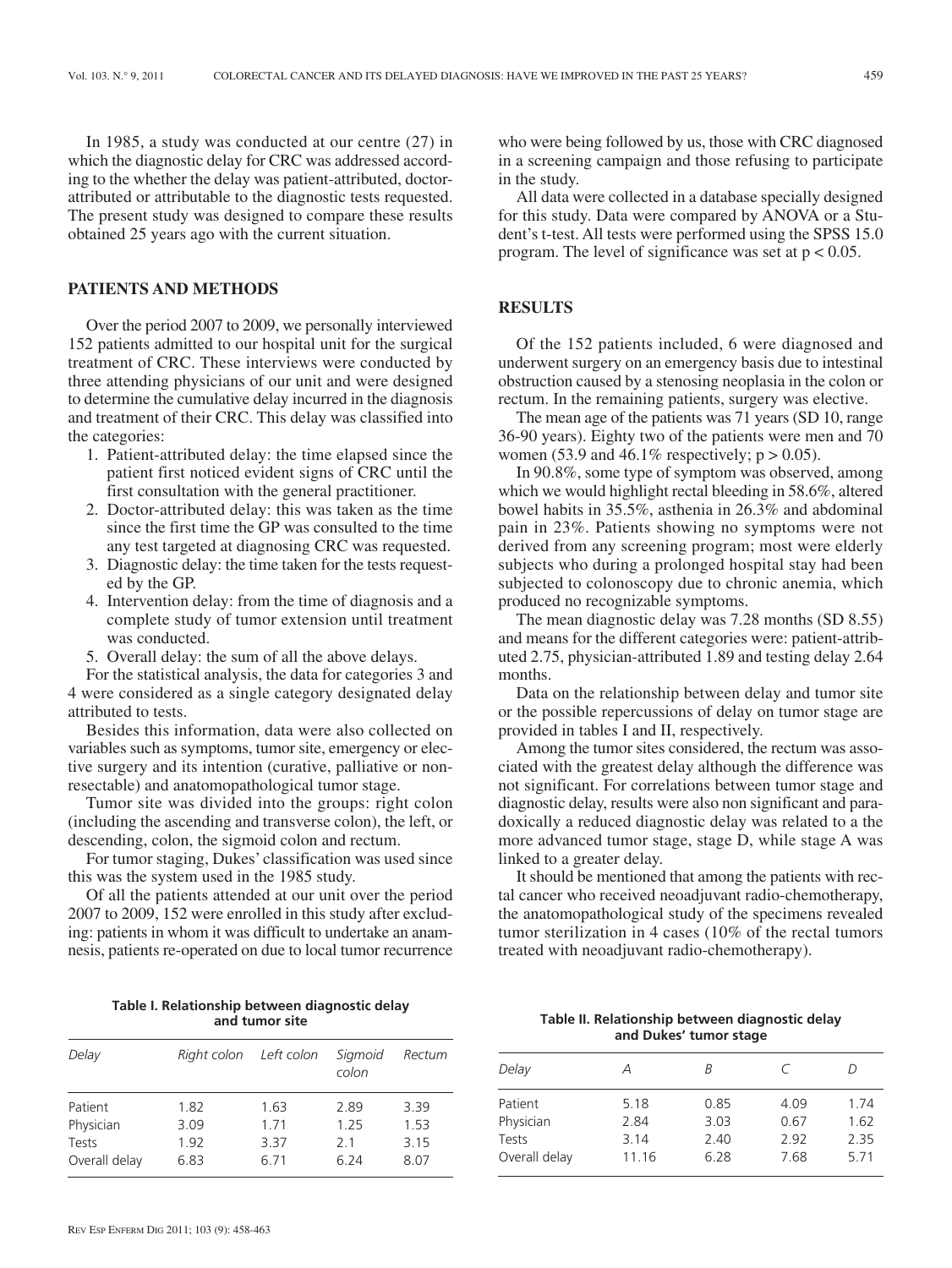In 1985, a study was conducted at our centre (27) in which the diagnostic delay for CRC was addressed according to the whether the delay was patient-attributed, doctor-attributed or attributable to the diagnostic tests requested. The present study was designed to compare these results obtained 25 years ago with the current situation.

## PATIENTS AND METHODS

Over the period 2007 to 2009, we personally interviewed 152 patients admitted to our hospital unit for the surgical treatment of CRC. These interviews were conducted by three attending physicians of our unit and were designed to determine the cumulative delay incurred in the diagnosis and treatment of their CRC. This delay was classified into the categories:

1. Patient-attributed delay: the time elapsed since the patient first noticed evident signs of CRC until the first consultation with the general practitioner.
2. Doctor-attributed delay: this was taken as the time since the first time the GP was consulted to the time any test targeted at diagnosing CRC was requested.
3. Diagnostic delay: the time taken for the tests requested by the GP.
4. Intervention delay: from the time of diagnosis and a complete study of tumor extension until treatment was conducted.
5. Overall delay: the sum of all the above delays.

For the statistical analysis, the data for categories 3 and 4 were considered as a single category designated delay attributed to tests.

Besides this information, data were also collected on variables such as symptoms, tumor site, emergency or elective surgery and its intention (curative, palliative or non-resectable) and anatomopathological tumor stage.

Tumor site was divided into the groups: right colon (including the ascending and transverse colon), the left, or descending, colon, the sigmoid colon and rectum.

For tumor staging, Dukes' classification was used since this was the system used in the 1985 study.

Of all the patients attended at our unit over the period 2007 to 2009, 152 were enrolled in this study after excluding: patients in whom it was difficult to undertake an anamnesis, patients re-operated on due to local tumor recurrence who were being followed by us, those with CRC diagnosed in a screening campaign and those refusing to participate in the study.

All data were collected in a database specially designed for this study. Data were compared by ANOVA or a Student's t-test. All tests were performed using the SPSS 15.0 program. The level of significance was set at $p < 0.05$.

## RESULTS

Of the 152 patients included, 6 were diagnosed and underwent surgery on an emergency basis due to intestinal obstruction caused by a stenosing neoplasia in the colon or rectum. In the remaining patients, surgery was elective.

The mean age of the patients was 71 years (SD 10, range 36-90 years). Eighty two of the patients were men and 70 women (53.9 and 46.1% respectively; $p > 0.05$).

In 90.8%, some type of symptom was observed, among which we would highlight rectal bleeding in 58.6%, altered bowel habits in 35.5%, asthenia in 26.3% and abdominal pain in 23%. Patients showing no symptoms were not derived from any screening program; most were elderly subjects who during a prolonged hospital stay had been subjected to colonoscopy due to chronic anemia, which produced no recognizable symptoms.

The mean diagnostic delay was 7.28 months (SD 8.55) and means for the different categories were: patient-attributed 2.75, physician-attributed 1.89 and testing delay 2.64 months.

Data on the relationship between delay and tumor site or the possible repercussions of delay on tumor stage are provided in tables I and II, respectively.

Among the tumor sites considered, the rectum was associated with the greatest delay although the difference was not significant. For correlations between tumor stage and diagnostic delay, results were also non significant and paradoxically a reduced diagnostic delay was related to a the more advanced tumor stage, stage D, while stage A was linked to a greater delay.

It should be mentioned that among the patients with rectal cancer who received neoadjuvant radio-chemotherapy, the anatomopathological study of the specimens revealed tumor sterilization in 4 cases (10% of the rectal tumors treated with neoadjuvant radio-chemotherapy).

**Table I. Relationship between diagnostic delay and tumor site**

| *Delay* | *Right colon* | *Left colon* | *Sigmoid colon* | *Rectum* |
|---|---|---|---|---|
| Patient | 1.82 | 1.63 | 2.89 | 3.39 |
| Physician | 3.09 | 1.71 | 1.25 | 1.53 |
| Tests | 1.92 | 3.37 | 2.1 | 3.15 |
| Overall delay | 6.83 | 6.71 | 6.24 | 8.07 |

**Table II. Relationship between diagnostic delay and Dukes' tumor stage**

| *Delay* | *A* | *B* | *C* | *D* |
|---|---|---|---|---|
| Patient | 5.18 | 0.85 | 4.09 | 1.74 |
| Physician | 2.84 | 3.03 | 0.67 | 1.62 |
| Tests | 3.14 | 2.40 | 2.92 | 2.35 |
| Overall delay | 11.16 | 6.28 | 7.68 | 5.71 |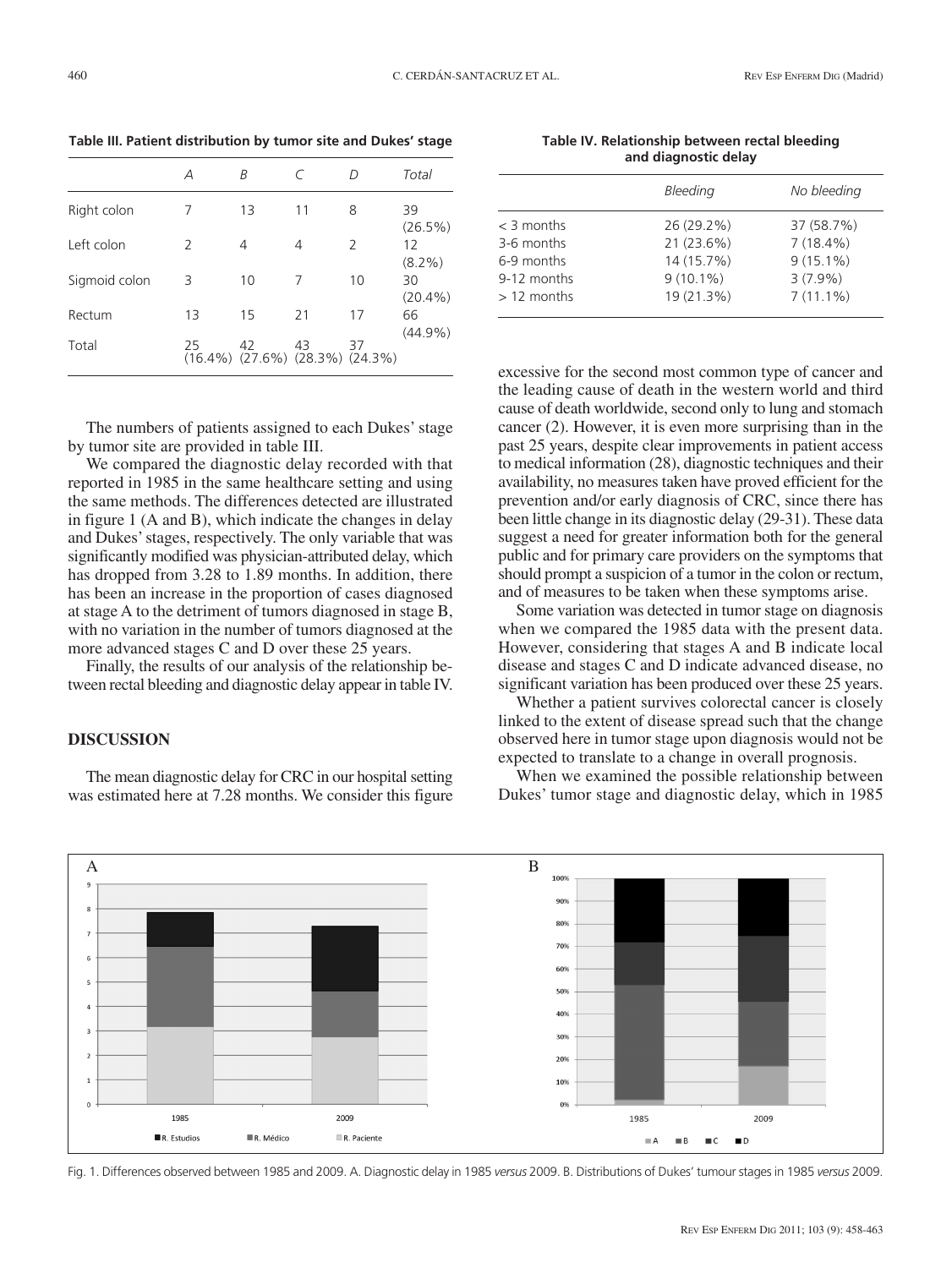**Table III. Patient distribution by tumor site and Dukes' stage**

| | *A* | *B* | *C* | *D* | *Total* |
|---|---|---|---|---|---|
| Right colon | 7 | 13 | 11 | 8 | 39 (26.5%) |
| Left colon | 2 | 4 | 4 | 2 | 12 (8.2%) |
| Sigmoid colon | 3 | 10 | 7 | 10 | 30 (20.4%) |
| Rectum | 13 | 15 | 21 | 17 | 66 (44.9%) |
| Total | 25 (16.4%) | 42 (27.6%) | 43 (28.3%) | 37 (24.3%) | |

The numbers of patients assigned to each Dukes' stage by tumor site are provided in table III.

We compared the diagnostic delay recorded with that reported in 1985 in the same healthcare setting and using the same methods. The differences detected are illustrated in figure 1 (A and B), which indicate the changes in delay and Dukes' stages, respectively. The only variable that was significantly modified was physician-attributed delay, which has dropped from 3.28 to 1.89 months. In addition, there has been an increase in the proportion of cases diagnosed at stage A to the detriment of tumors diagnosed in stage B, with no variation in the number of tumors diagnosed at the more advanced stages C and D over these 25 years.

Finally, the results of our analysis of the relationship between rectal bleeding and diagnostic delay appear in table IV.

**Table IV. Relationship between rectal bleeding and diagnostic delay**

| | *Bleeding* | *No bleeding* |
|---|---|---|
| < 3 months | 26 (29.2%) | 37 (58.7%) |
| 3-6 months | 21 (23.6%) | 7 (18.4%) |
| 6-9 months | 14 (15.7%) | 9 (15.1%) |
| 9-12 months | 9 (10.1%) | 3 (7.9%) |
| > 12 months | 19 (21.3%) | 7 (11.1%) |

## DISCUSSION

The mean diagnostic delay for CRC in our hospital setting was estimated here at 7.28 months. We consider this figure excessive for the second most common type of cancer and the leading cause of death in the western world and third cause of death worldwide, second only to lung and stomach cancer (2). However, it is even more surprising than in the past 25 years, despite clear improvements in patient access to medical information (28), diagnostic techniques and their availability, no measures taken have proved efficient for the prevention and/or early diagnosis of CRC, since there has been little change in its diagnostic delay (29-31). These data suggest a need for greater information both for the general public and for primary care providers on the symptoms that should prompt a suspicion of a tumor in the colon or rectum, and of measures to be taken when these symptoms arise.

Some variation was detected in tumor stage on diagnosis when we compared the 1985 data with the present data. However, considering that stages A and B indicate local disease and stages C and D indicate advanced disease, no significant variation has been produced over these 25 years.

Whether a patient survives colorectal cancer is closely linked to the extent of disease spread such that the change observed here in tumor stage upon diagnosis would not be expected to translate to a change in overall prognosis.

When we examined the possible relationship between Dukes' tumor stage and diagnostic delay, which in 1985

Fig. 1. Differences observed between 1985 and 2009. A. Diagnostic delay in 1985 *versus* 2009. B. Distributions of Dukes' tumour stages in 1985 *versus* 2009.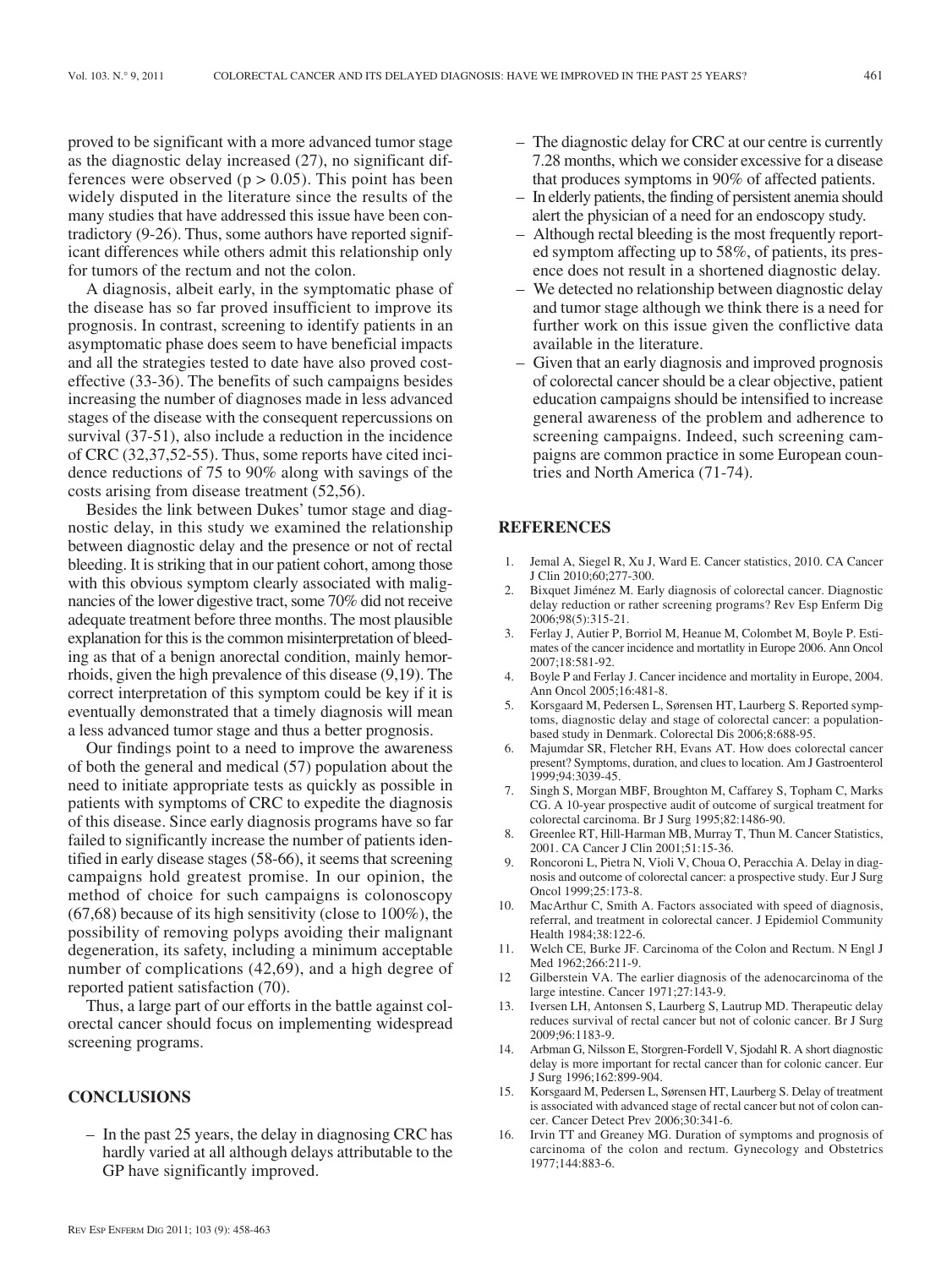proved to be significant with a more advanced tumor stage as the diagnostic delay increased (27), no significant differences were observed ($p > 0.05$). This point has been widely disputed in the literature since the results of the many studies that have addressed this issue have been contradictory (9-26). Thus, some authors have reported significant differences while others admit this relationship only for tumors of the rectum and not the colon.

A diagnosis, albeit early, in the symptomatic phase of the disease has so far proved insufficient to improve its prognosis. In contrast, screening to identify patients in an asymptomatic phase does seem to have beneficial impacts and all the strategies tested to date have also proved cost-effective (33-36). The benefits of such campaigns besides increasing the number of diagnoses made in less advanced stages of the disease with the consequent repercussions on survival (37-51), also include a reduction in the incidence of CRC (32,37,52-55). Thus, some reports have cited incidence reductions of 75 to 90% along with savings of the costs arising from disease treatment (52,56).

Besides the link between Dukes' tumor stage and diagnostic delay, in this study we examined the relationship between diagnostic delay and the presence or not of rectal bleeding. It is striking that in our patient cohort, among those with this obvious symptom clearly associated with malignancies of the lower digestive tract, some 70% did not receive adequate treatment before three months. The most plausible explanation for this is the common misinterpretation of bleeding as that of a benign anorectal condition, mainly hemorrhoids, given the high prevalence of this disease (9,19). The correct interpretation of this symptom could be key if it is eventually demonstrated that a timely diagnosis will mean a less advanced tumor stage and thus a better prognosis.

Our findings point to a need to improve the awareness of both the general and medical (57) population about the need to initiate appropriate tests as quickly as possible in patients with symptoms of CRC to expedite the diagnosis of this disease. Since early diagnosis programs have so far failed to significantly increase the number of patients identified in early disease stages (58-66), it seems that screening campaigns hold greatest promise. In our opinion, the method of choice for such campaigns is colonoscopy (67,68) because of its high sensitivity (close to 100%), the possibility of removing polyps avoiding their malignant degeneration, its safety, including a minimum acceptable number of complications (42,69), and a high degree of reported patient satisfaction (70).

Thus, a large part of our efforts in the battle against colorectal cancer should focus on implementing widespread screening programs.

## CONCLUSIONS

- In the past 25 years, the delay in diagnosing CRC has hardly varied at all although delays attributable to the GP have significantly improved.
- The diagnostic delay for CRC at our centre is currently 7.28 months, which we consider excessive for a disease that produces symptoms in 90% of affected patients.
- In elderly patients, the finding of persistent anemia should alert the physician of a need for an endoscopy study.
- Although rectal bleeding is the most frequently reported symptom affecting up to 58%, of patients, its presence does not result in a shortened diagnostic delay.
- We detected no relationship between diagnostic delay and tumor stage although we think there is a need for further work on this issue given the conflictive data available in the literature.
- Given that an early diagnosis and improved prognosis of colorectal cancer should be a clear objective, patient education campaigns should be intensified to increase general awareness of the problem and adherence to screening campaigns. Indeed, such screening campaigns are common practice in some European countries and North America (71-74).

## REFERENCES

1. Jemal A, Siegel R, Xu J, Ward E. Cancer statistics, 2010. CA Cancer J Clin 2010;60;277-300.
2. Bixquet Jiménez M. Early diagnosis of colorectal cancer. Diagnostic delay reduction or rather screening programs? Rev Esp Enferm Dig 2006;98(5):315-21.
3. Ferlay J, Autier P, Borriol M, Heanue M, Colombet M, Boyle P. Estimates of the cancer incidence and mortatlity in Europe 2006. Ann Oncol 2007;18:581-92.
4. Boyle P and Ferlay J. Cancer incidence and mortality in Europe, 2004. Ann Oncol 2005;16:481-8.
5. Korsgaard M, Pedersen L, Sørensen HT, Laurberg S. Reported symptoms, diagnostic delay and stage of colorectal cancer: a population-based study in Denmark. Colorectal Dis 2006;8:688-95.
6. Majumdar SR, Fletcher RH, Evans AT. How does colorectal cancer present? Symptoms, duration, and clues to location. Am J Gastroenterol 1999;94:3039-45.
7. Singh S, Morgan MBF, Broughton M, Caffarey S, Topham C, Marks CG. A 10-year prospective audit of outcome of surgical treatment for colorectal carcinoma. Br J Surg 1995;82:1486-90.
8. Greenlee RT, Hill-Harman MB, Murray T, Thun M. Cancer Statistics, 2001. CA Cancer J Clin 2001;51:15-36.
9. Roncoroni L, Pietra N, Violi V, Choua O, Peracchia A. Delay in diagnosis and outcome of colorectal cancer: a prospective study. Eur J Surg Oncol 1999;25:173-8.
10. MacArthur C, Smith A. Factors associated with speed of diagnosis, referral, and treatment in colorectal cancer. J Epidemiol Community Health 1984;38:122-6.
11. Welch CE, Burke JF. Carcinoma of the Colon and Rectum. N Engl J Med 1962;266:211-9.
12. Gilberstein VA. The earlier diagnosis of the adenocarcinoma of the large intestine. Cancer 1971;27:143-9.
13. Iversen LH, Antonsen S, Laurberg S, Lautrup MD. Therapeutic delay reduces survival of rectal cancer but not of colonic cancer. Br J Surg 2009;96:1183-9.
14. Arbman G, Nilsson E, Storgren-Fordell V, Sjodahl R. A short diagnostic delay is more important for rectal cancer than for colonic cancer. Eur J Surg 1996;162:899-904.
15. Korsgaard M, Pedersen L, Sørensen HT, Laurberg S. Delay of treatment is associated with advanced stage of rectal cancer but not of colon cancer. Cancer Detect Prev 2006;30:341-6.
16. Irvin TT and Greaney MG. Duration of symptoms and prognosis of carcinoma of the colon and rectum. Gynecology and Obstetrics 1977;144:883-6.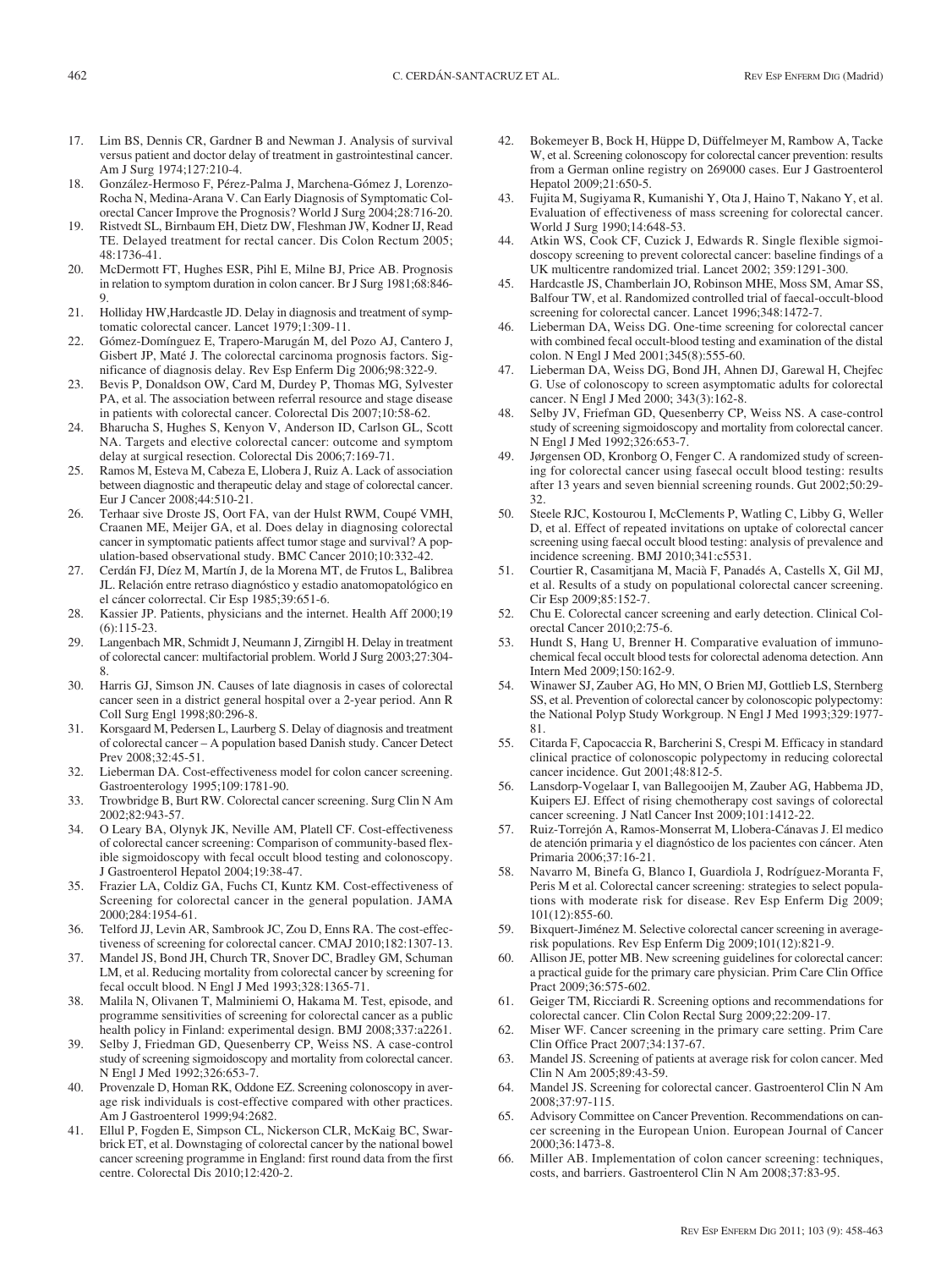17. Lim BS, Dennis CR, Gardner B and Newman J. Analysis of survival versus patient and doctor delay of treatment in gastrointestinal cancer. Am J Surg 1974;127:210-4.
18. González-Hermoso F, Pérez-Palma J, Marchena-Gómez J, Lorenzo-Rocha N, Medina-Arana V. Can Early Diagnosis of Symptomatic Colorectal Cancer Improve the Prognosis? World J Surg 2004;28:716-20.
19. Ristvedt SL, Birnbaum EH, Dietz DW, Fleshman JW, Kodner IJ, Read TE. Delayed treatment for rectal cancer. Dis Colon Rectum 2005; 48:1736-41.
20. McDermott FT, Hughes ESR, Pihl E, Milne BJ, Price AB. Prognosis in relation to symptom duration in colon cancer. Br J Surg 1981;68:846-9.
21. Holliday HW,Hardcastle JD. Delay in diagnosis and treatment of symptomatic colorectal cancer. Lancet 1979;1:309-11.
22. Gómez-Domínguez E, Trapero-Marugán M, del Pozo AJ, Cantero J, Gisbert JP, Maté J. The colorectal carcinoma prognosis factors. Significance of diagnosis delay. Rev Esp Enferm Dig 2006;98:322-9.
23. Bevis P, Donaldson OW, Card M, Durdey P, Thomas MG, Sylvester PA, et al. The association between referral resource and stage disease in patients with colorectal cancer. Colorectal Dis 2007;10:58-62.
24. Bharucha S, Hughes S, Kenyon V, Anderson ID, Carlson GL, Scott NA. Targets and elective colorectal cancer: outcome and symptom delay at surgical resection. Colorectal Dis 2006;7:169-71.
25. Ramos M, Esteva M, Cabeza E, Llobera J, Ruiz A. Lack of association between diagnostic and therapeutic delay and stage of colorectal cancer. Eur J Cancer 2008;44:510-21.
26. Terhaar sive Droste JS, Oort FA, van der Hulst RWM, Coupé VMH, Craanen ME, Meijer GA, et al. Does delay in diagnosing colorectal cancer in symptomatic patients affect tumor stage and survival? A population-based observational study. BMC Cancer 2010;10:332-42.
27. Cerdán FJ, Díez M, Martín J, de la Morena MT, de Frutos L, Balibrea JL. Relación entre retraso diagnóstico y estadio anatomopatológico en el cáncer colorrectal. Cir Esp 1985;39:651-6.
28. Kassier JP. Patients, physicians and the internet. Health Aff 2000;19 (6):115-23.
29. Langenbach MR, Schmidt J, Neumann J, Zirngibl H. Delay in treatment of colorectal cancer: multifactorial problem. World J Surg 2003;27:304-8.
30. Harris GJ, Simson JN. Causes of late diagnosis in cases of colorectal cancer seen in a district general hospital over a 2-year period. Ann R Coll Surg Engl 1998;80:296-8.
31. Korsgaard M, Pedersen L, Laurberg S. Delay of diagnosis and treatment of colorectal cancer – A population based Danish study. Cancer Detect Prev 2008;32:45-51.
32. Lieberman DA. Cost-effectiveness model for colon cancer screening. Gastroenterology 1995;109:1781-90.
33. Trowbridge B, Burt RW. Colorectal cancer screening. Surg Clin N Am 2002;82:943-57.
34. O Leary BA, Olynyk JK, Neville AM, Platell CF. Cost-effectiveness of colorectal cancer screening: Comparison of community-based flexible sigmoidoscopy with fecal occult blood testing and colonoscopy. J Gastroenterol Hepatol 2004;19:38-47.
35. Frazier LA, Coldiz GA, Fuchs CI, Kuntz KM. Cost-effectiveness of Screening for colorectal cancer in the general population. JAMA 2000;284:1954-61.
36. Telford JJ, Levin AR, Sambrook JC, Zou D, Enns RA. The cost-effectiveness of screening for colorectal cancer. CMAJ 2010;182:1307-13.
37. Mandel JS, Bond JH, Church TR, Snover DC, Bradley GM, Schuman LM, et al. Reducing mortality from colorectal cancer by screening for fecal occult blood. N Engl J Med 1993;328:1365-71.
38. Malila N, Olivanen T, Malminiemi O, Hakama M. Test, episode, and programme sensitivities of screening for colorectal cancer as a public health policy in Finland: experimental design. BMJ 2008;337:a2261.
39. Selby J, Friedman GD, Quesenberry CP, Weiss NS. A case-control study of screening sigmoidoscopy and mortality from colorectal cancer. N Engl J Med 1992;326:653-7.
40. Provenzale D, Homan RK, Oddone EZ. Screening colonoscopy in average risk individuals is cost-effective compared with other practices. Am J Gastroenterol 1999;94:2682.
41. Ellul P, Fogden E, Simpson CL, Nickerson CLR, McKaig BC, Swarbrick ET, et al. Downstaging of colorectal cancer by the national bowel cancer screening programme in England: first round data from the first centre. Colorectal Dis 2010;12:420-2.
42. Bokemeyer B, Bock H, Hüppe D, Düffelmeyer M, Rambow A, Tacke W, et al. Screening colonoscopy for colorectal cancer prevention: results from a German online registry on 269000 cases. Eur J Gastroenterol Hepatol 2009;21:650-5.
43. Fujita M, Sugiyama R, Kumanishi Y, Ota J, Haino T, Nakano Y, et al. Evaluation of effectiveness of mass screening for colorectal cancer. World J Surg 1990;14:648-53.
44. Atkin WS, Cook CF, Cuzick J, Edwards R. Single flexible sigmoidoscopy screening to prevent colorectal cancer: baseline findings of a UK multicentre randomized trial. Lancet 2002; 359:1291-300.
45. Hardcastle JS, Chamberlain JO, Robinson MHE, Moss SM, Amar SS, Balfour TW, et al. Randomized controlled trial of faecal-occult-blood screening for colorectal cancer. Lancet 1996;348:1472-7.
46. Lieberman DA, Weiss DG. One-time screening for colorectal cancer with combined fecal occult-blood testing and examination of the distal colon. N Engl J Med 2001;345(8):555-60.
47. Lieberman DA, Weiss DG, Bond JH, Ahnen DJ, Garewal H, Chejfec G. Use of colonoscopy to screen asymptomatic adults for colorectal cancer. N Engl J Med 2000; 343(3):162-8.
48. Selby JV, Friefman GD, Quesenberry CP, Weiss NS. A case-control study of screening sigmoidoscopy and mortality from colorectal cancer. N Engl J Med 1992;326:653-7.
49. Jørgensen OD, Kronborg O, Fenger C. A randomized study of screening for colorectal cancer using fasecal occult blood testing: results after 13 years and seven biennial screening rounds. Gut 2002;50:29-32.
50. Steele RJC, Kostourou I, McClements P, Watling C, Libby G, Weller D, et al. Effect of repeated invitations on uptake of colorectal cancer screening using faecal occult blood testing: analysis of prevalence and incidence screening. BMJ 2010;341:c5531.
51. Courtier R, Casamitjana M, Macià F, Panadés A, Castells X, Gil MJ, et al. Results of a study on populational colorectal cancer screening. Cir Esp 2009;85:152-7.
52. Chu E. Colorectal cancer screening and early detection. Clinical Colorectal Cancer 2010;2:75-6.
53. Hundt S, Hang U, Brenner H. Comparative evaluation of immunochemical fecal occult blood tests for colorectal adenoma detection. Ann Intern Med 2009;150:162-9.
54. Winawer SJ, Zauber AG, Ho MN, O Brien MJ, Gottlieb LS, Sternberg SS, et al. Prevention of colorectal cancer by colonoscopic polypectomy: the National Polyp Study Workgroup. N Engl J Med 1993;329:1977-81.
55. Citarda F, Capocaccia R, Barcherini S, Crespi M. Efficacy in standard clinical practice of colonoscopic polypectomy in reducing colorectal cancer incidence. Gut 2001;48:812-5.
56. Lansdorp-Vogelaar I, van Ballegooijen M, Zauber AG, Habbema JD, Kuipers EJ. Effect of rising chemotherapy cost savings of colorectal cancer screening. J Natl Cancer Inst 2009;101:1412-22.
57. Ruiz-Torrejón A, Ramos-Monserrat M, Llobera-Cánavas J. El medico de atención primaria y el diagnóstico de los pacientes con cáncer. Aten Primaria 2006;37:16-21.
58. Navarro M, Binefa G, Blanco I, Guardiola J, Rodríguez-Moranta F, Peris M et al. Colorectal cancer screening: strategies to select populations with moderate risk for disease. Rev Esp Enferm Dig 2009; 101(12):855-60.
59. Bixquert-Jiménez M. Selective colorectal cancer screening in average-risk populations. Rev Esp Enferm Dig 2009;101(12):821-9.
60. Allison JE, potter MB. New screening guidelines for colorectal cancer: a practical guide for the primary care physician. Prim Care Clin Office Pract 2009;36:575-602.
61. Geiger TM, Ricciardi R. Screening options and recommendations for colorectal cancer. Clin Colon Rectal Surg 2009;22:209-17.
62. Miser WF. Cancer screening in the primary care setting. Prim Care Clin Office Pract 2007;34:137-67.
63. Mandel JS. Screening of patients at average risk for colon cancer. Med Clin N Am 2005;89:43-59.
64. Mandel JS. Screening for colorectal cancer. Gastroenterol Clin N Am 2008;37:97-115.
65. Advisory Committee on Cancer Prevention. Recommendations on cancer screening in the European Union. European Journal of Cancer 2000;36:1473-8.
66. Miller AB. Implementation of colon cancer screening: techniques, costs, and barriers. Gastroenterol Clin N Am 2008;37:83-95.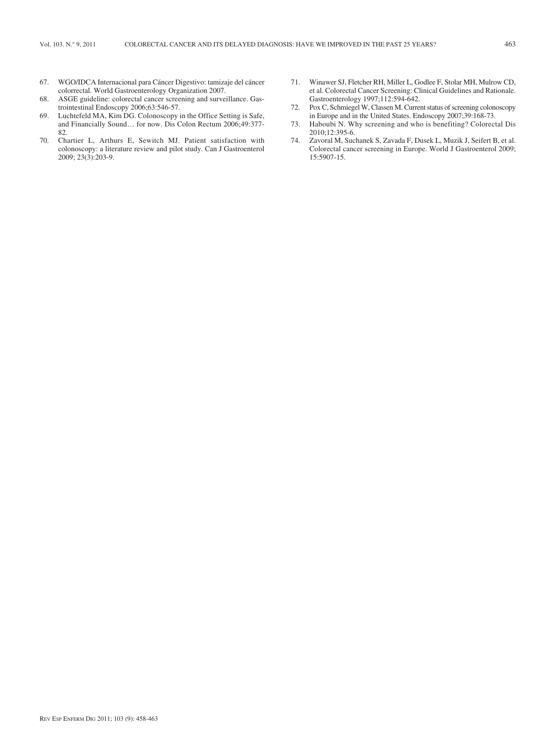67. WGO/IDCA Internacional para Cáncer Digestivo: tamizaje del cáncer colorrectal. World Gastroenterology Organization 2007.
68. ASGE guideline: colorectal cancer screening and surveillance. Gastrointestinal Endoscopy 2006;63:546-57.
69. Luchtefeld MA, Kim DG. Colonoscopy in the Office Setting is Safe, and Financially Sound… for now. Dis Colon Rectum 2006;49:377-82.
70. Chartier L, Arthurs E, Sewitch MJ. Patient satisfaction with colonoscopy: a literature review and pilot study. Can J Gastroenterol 2009; 23(3):203-9.
71. Winawer SJ, Fletcher RH, Miller L, Godlee F, Stolar MH, Mulrow CD, et al. Colorectal Cancer Screening: Clinical Guidelines and Rationale. Gastroenterology 1997;112:594-642.
72. Pox C, Schmiegel W, Classen M. Current status of screening colonoscopy in Europe and in the United States. Endoscopy 2007;39:168-73.
73. Haboubi N. Why screening and who is benefiting? Colorectal Dis 2010;12:395-6.
74. Zavoral M, Suchanek S, Zavada F, Dusek L, Muzik J, Seifert B, et al. Colorectal cancer screening in Europe. World J Gastroenterol 2009; 15:5907-15.